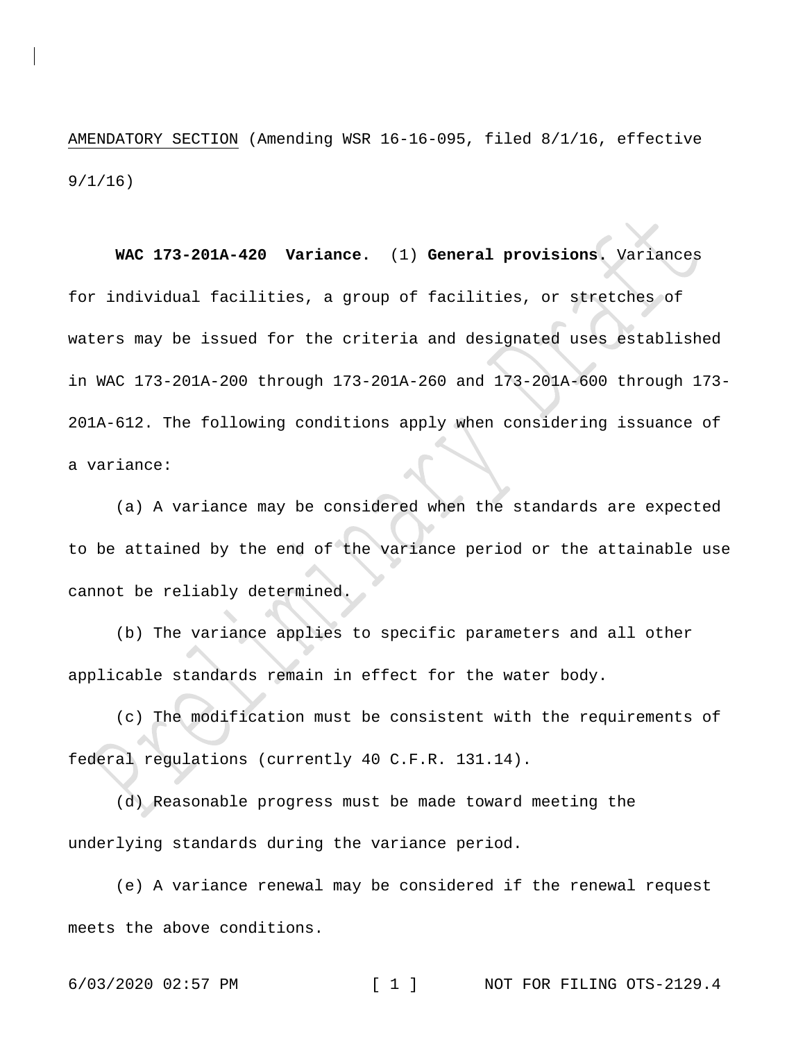AMENDATORY SECTION (Amending WSR 16-16-095, filed 8/1/16, effective 9/1/16)

**WAC 173-201A-420 Variance.** (1) **General provisions.** Variances for individual facilities, a group of facilities, or stretches of waters may be issued for the criteria and designated uses established in WAC 173-201A-200 through 173-201A-260 and 173-201A-600 through 173-201A-612. The following conditions apply when considering issuance of a variance:

(a) A variance may be considered when the standards are expected to be attained by the end of the variance period or the attainable use cannot be reliably determined.

(b) The variance applies to specific parameters and all other applicable standards remain in effect for the water body.

(c) The modification must be consistent with the requirements of federal regulations (currently 40 C.F.R. 131.14).

(d) Reasonable progress must be made toward meeting the underlying standards during the variance period.

(e) A variance renewal may be considered if the renewal request meets the above conditions.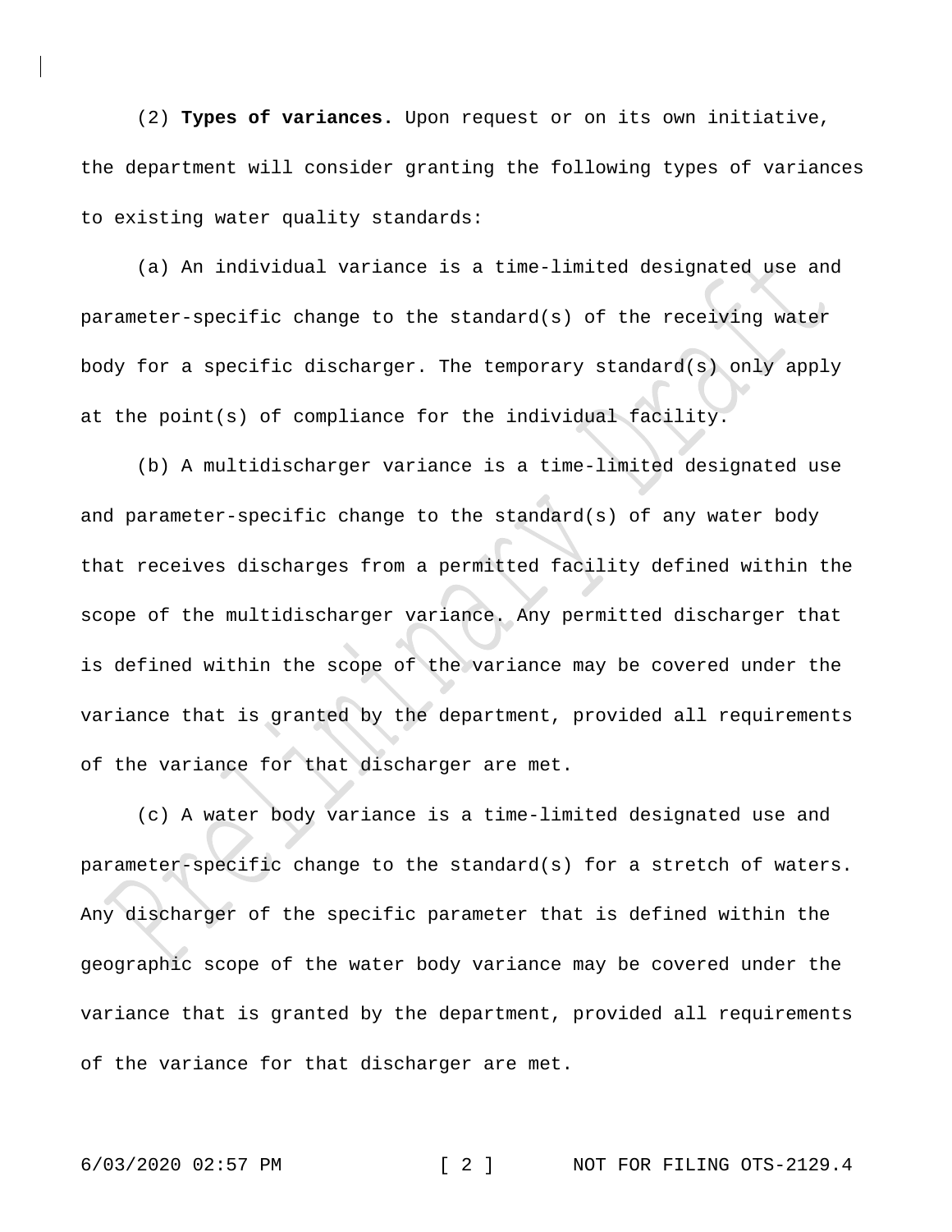(2) **Types of variances.** Upon request or on its own initiative, the department will consider granting the following types of variances to existing water quality standards:

(a) An individual variance is a time-limited designated use and parameter-specific change to the standard(s) of the receiving water body for a specific discharger. The temporary standard(s) only apply at the point(s) of compliance for the individual facility.

(b) A multidischarger variance is a time-limited designated use and parameter-specific change to the standard(s) of any water body that receives discharges from a permitted facility defined within the scope of the multidischarger variance. Any permitted discharger that is defined within the scope of the variance may be covered under the variance that is granted by the department, provided all requirements of the variance for that discharger are met.

(c) A water body variance is a time-limited designated use and parameter-specific change to the standard(s) for a stretch of waters. Any discharger of the specific parameter that is defined within the geographic scope of the water body variance may be covered under the variance that is granted by the department, provided all requirements of the variance for that discharger are met.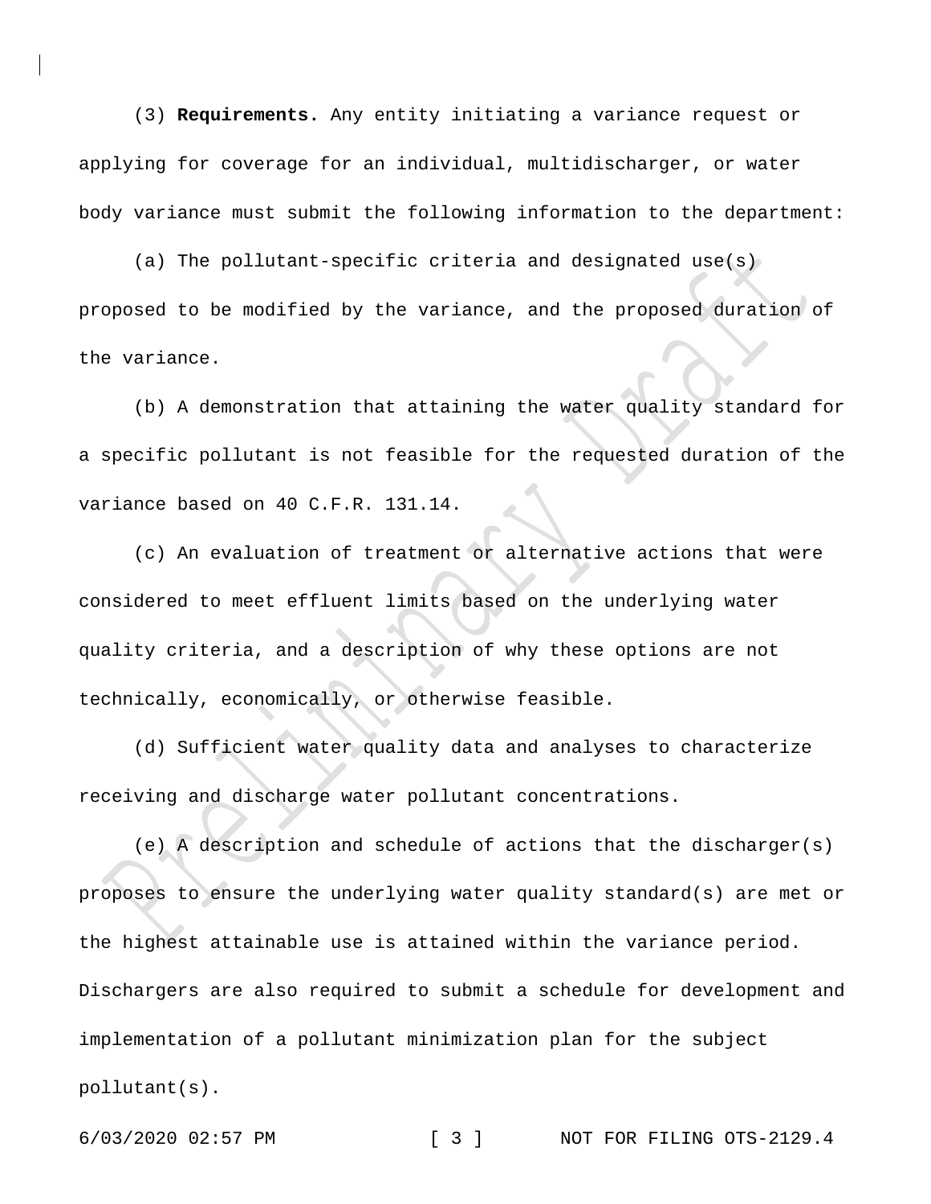(3) **Requirements.** Any entity initiating a variance request or applying for coverage for an individual, multidischarger, or water body variance must submit the following information to the department:

(a) The pollutant-specific criteria and designated use(s) proposed to be modified by the variance, and the proposed duration of the variance.

(b) A demonstration that attaining the water quality standard for a specific pollutant is not feasible for the requested duration of the variance based on 40 C.F.R. 131.14.

(c) An evaluation of treatment or alternative actions that were considered to meet effluent limits based on the underlying water quality criteria, and a description of why these options are not technically, economically, or otherwise feasible.

(d) Sufficient water quality data and analyses to characterize receiving and discharge water pollutant concentrations.

(e) A description and schedule of actions that the discharger(s) proposes to ensure the underlying water quality standard(s) are met or the highest attainable use is attained within the variance period. Dischargers are also required to submit a schedule for development and implementation of a pollutant minimization plan for the subject pollutant(s).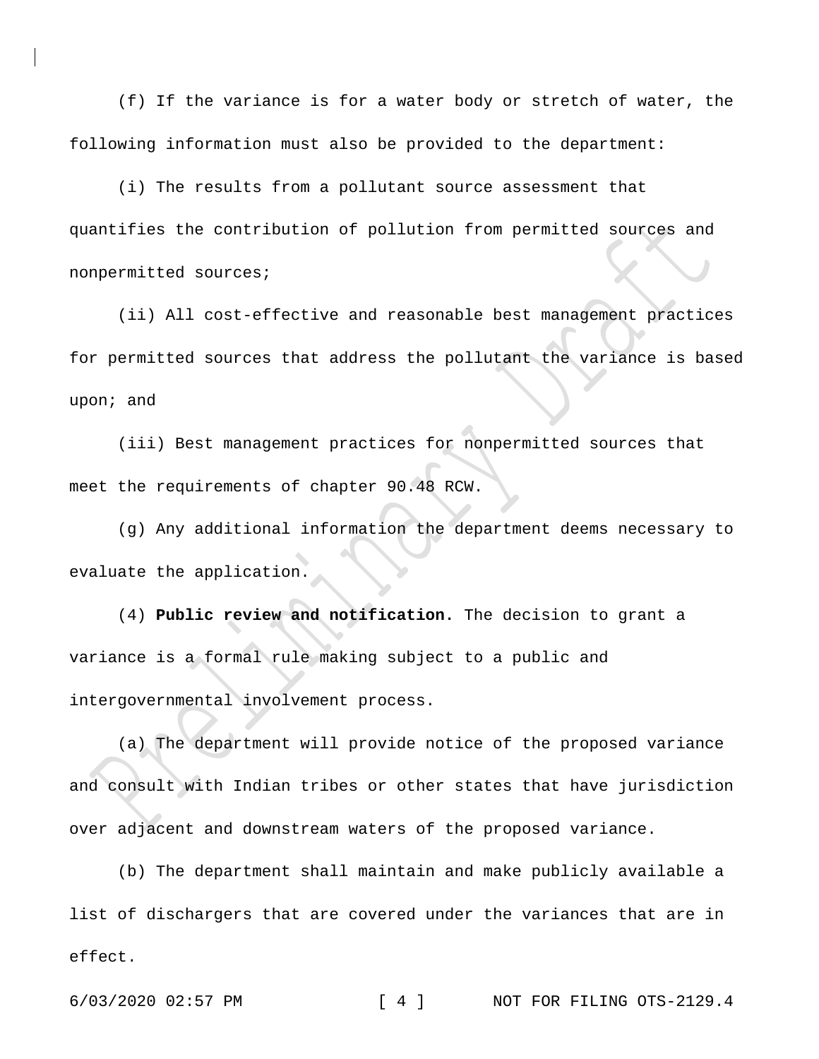(f) If the variance is for a water body or stretch of water, the following information must also be provided to the department:

(i) The results from a pollutant source assessment that quantifies the contribution of pollution from permitted sources and nonpermitted sources;

(ii) All cost-effective and reasonable best management practices for permitted sources that address the pollutant the variance is based upon; and

(iii) Best management practices for nonpermitted sources that meet the requirements of chapter 90.48 RCW.

(g) Any additional information the department deems necessary to evaluate the application.

(4) **Public review and notification.** The decision to grant a variance is a formal rule making subject to a public and intergovernmental involvement process.

(a) The department will provide notice of the proposed variance and consult with Indian tribes or other states that have jurisdiction over adjacent and downstream waters of the proposed variance.

(b) The department shall maintain and make publicly available a list of dischargers that are covered under the variances that are in effect.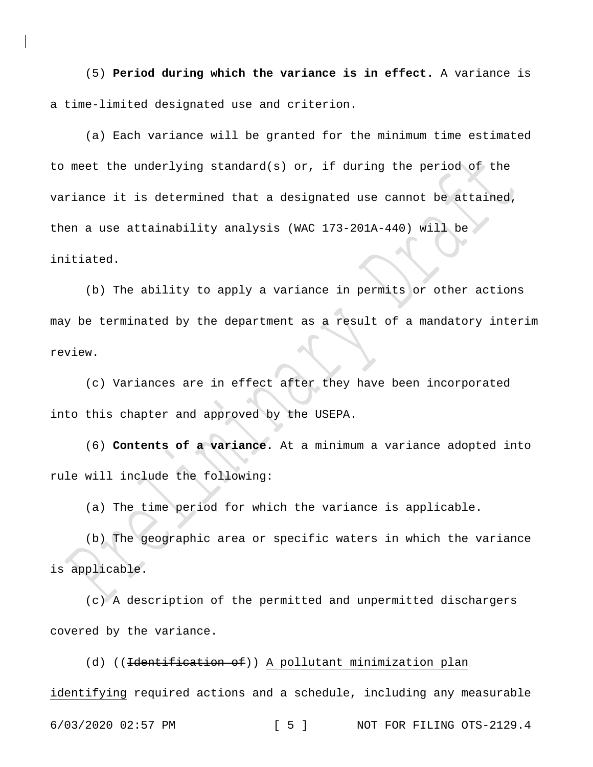(5) **Period during which the variance is in effect.** A variance is a time-limited designated use and criterion.

(a) Each variance will be granted for the minimum time estimated to meet the underlying standard(s) or, if during the period of the variance it is determined that a designated use cannot be attained, then a use attainability analysis (WAC 173-201A-440) will be initiated.

(b) The ability to apply a variance in permits or other actions may be terminated by the department as a result of a mandatory interim review.

(c) Variances are in effect after they have been incorporated into this chapter and approved by the USEPA.

(6) **Contents of a variance.** At a minimum a variance adopted into rule will include the following:

(a) The time period for which the variance is applicable.

(b) The geographic area or specific waters in which the variance is applicable.

(c) A description of the permitted and unpermitted dischargers covered by the variance.

(d) ((~~Identification of~~)) <u>A pollutant minimization plan identifying</u> required actions and a schedule, including any measurable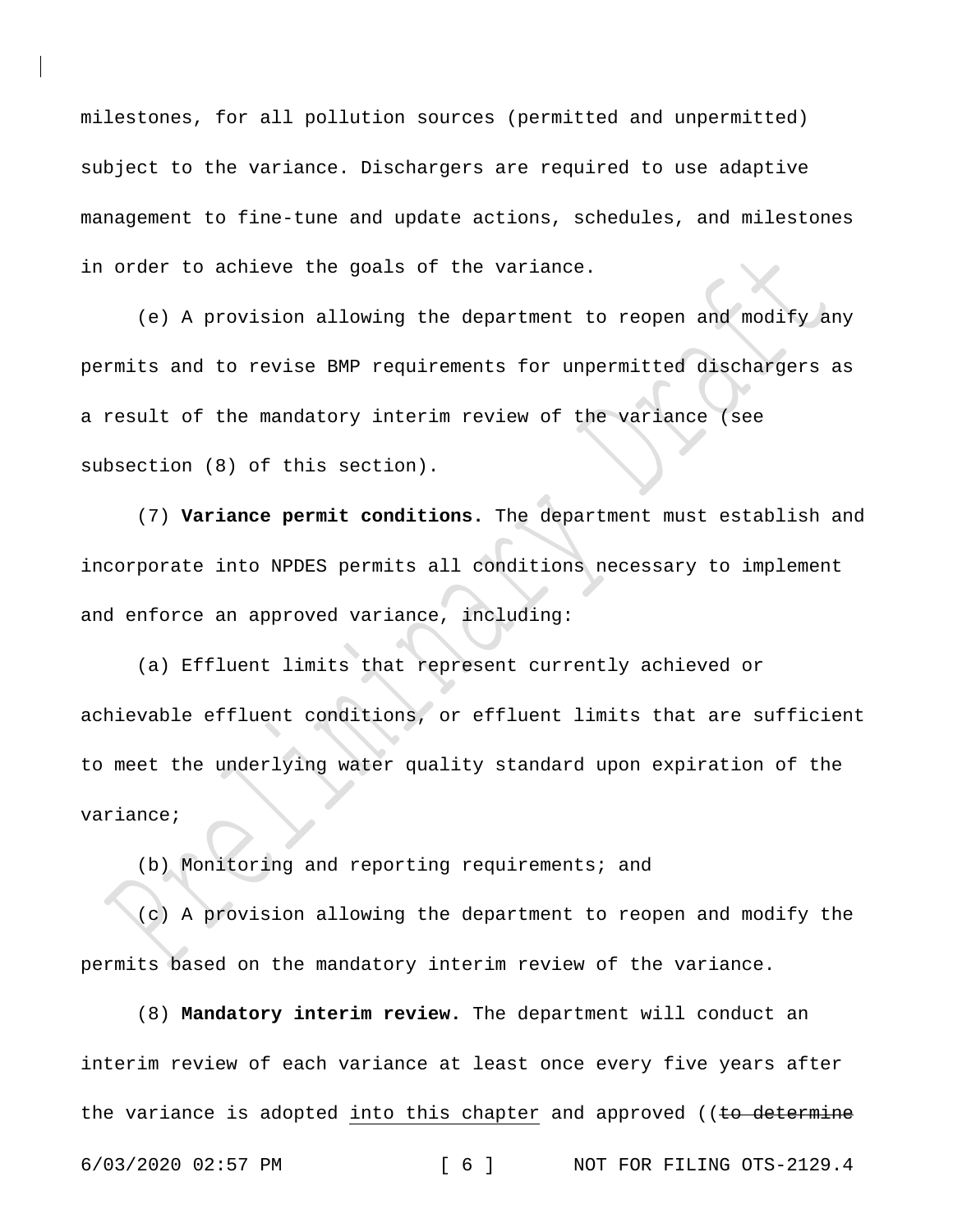milestones, for all pollution sources (permitted and unpermitted) subject to the variance. Dischargers are required to use adaptive management to fine-tune and update actions, schedules, and milestones in order to achieve the goals of the variance.

(e) A provision allowing the department to reopen and modify any permits and to revise BMP requirements for unpermitted dischargers as a result of the mandatory interim review of the variance (see subsection (8) of this section).

(7) **Variance permit conditions.** The department must establish and incorporate into NPDES permits all conditions necessary to implement and enforce an approved variance, including:

(a) Effluent limits that represent currently achieved or achievable effluent conditions, or effluent limits that are sufficient to meet the underlying water quality standard upon expiration of the variance;

(b) Monitoring and reporting requirements; and

(c) A provision allowing the department to reopen and modify the permits based on the mandatory interim review of the variance.

(8) **Mandatory interim review.** The department will conduct an interim review of each variance at least once every five years after the variance is adopted into this chapter and approved ((~~to determine~~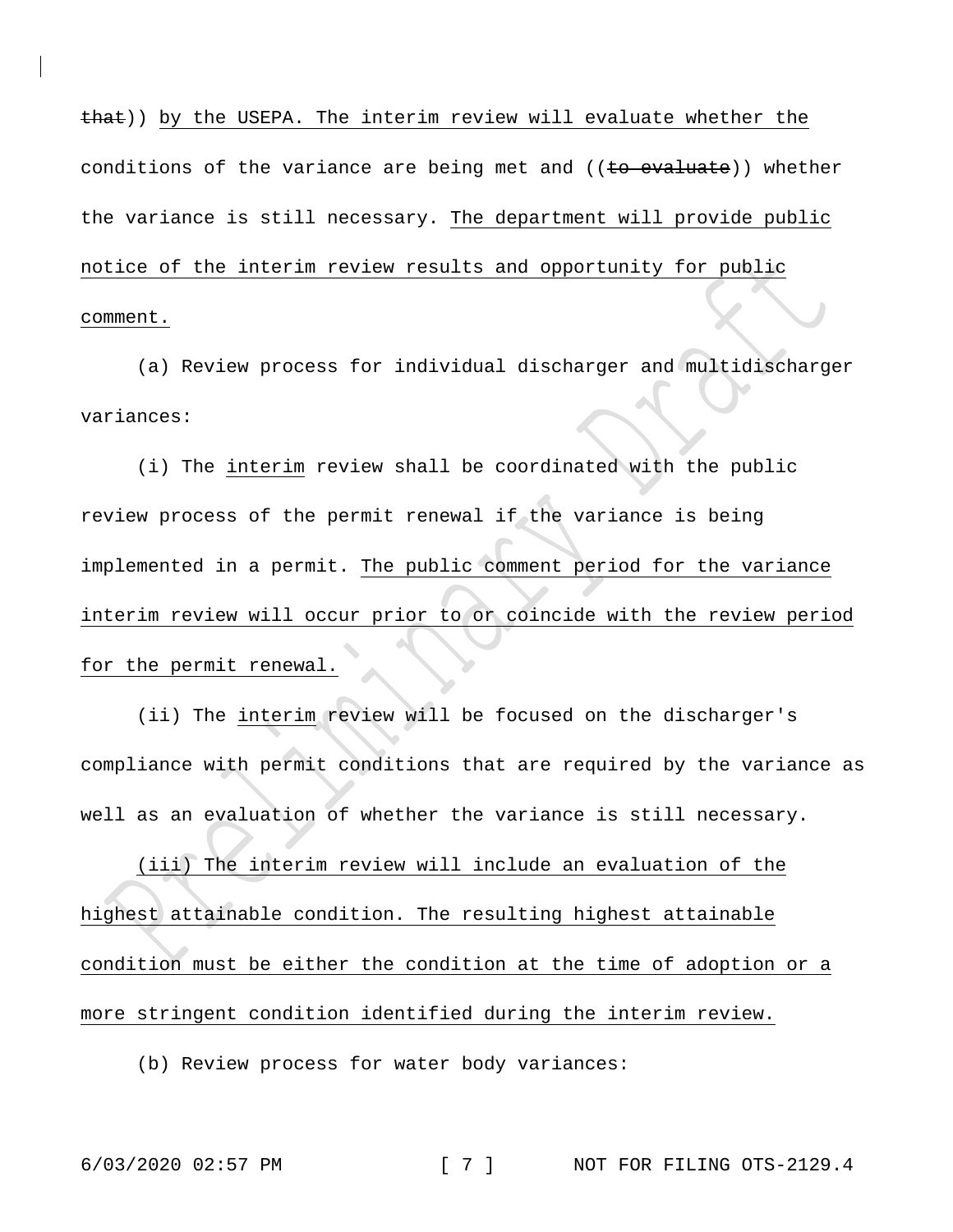~~that~~)) by the USEPA. The interim review will evaluate whether the conditions of the variance are being met and ((~~to evaluate~~)) whether the variance is still necessary. The department will provide public notice of the interim review results and opportunity for public comment.

(a) Review process for individual discharger and multidischarger variances:

(i) The interim review shall be coordinated with the public review process of the permit renewal if the variance is being implemented in a permit. The public comment period for the variance interim review will occur prior to or coincide with the review period for the permit renewal.

(ii) The interim review will be focused on the discharger's compliance with permit conditions that are required by the variance as well as an evaluation of whether the variance is still necessary.

(iii) The interim review will include an evaluation of the highest attainable condition. The resulting highest attainable condition must be either the condition at the time of adoption or a more stringent condition identified during the interim review.

(b) Review process for water body variances: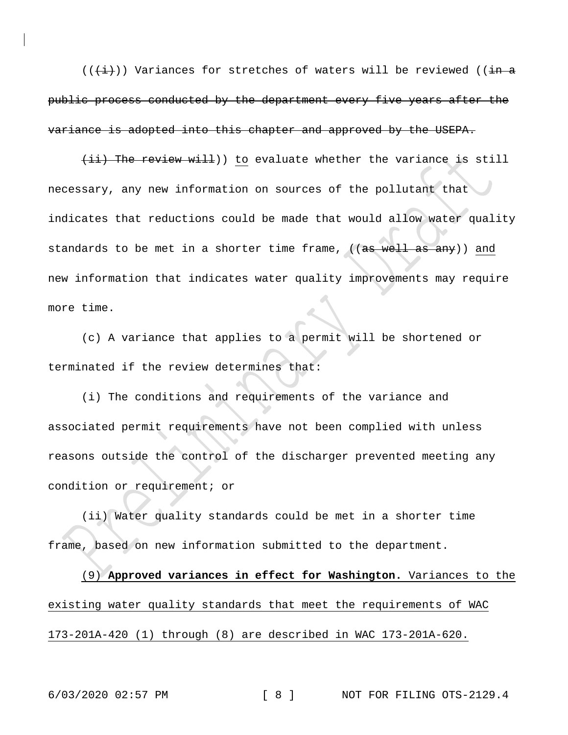((~~(i)~~)) Variances for stretches of waters will be reviewed ((~~in a public process conducted by the department every five years after the variance is adopted into this chapter and approved by the USEPA.~~

~~(ii) The review will~~)) <u>to</u> evaluate whether the variance is still necessary, any new information on sources of the pollutant that indicates that reductions could be made that would allow water quality standards to be met in a shorter time frame, ((~~as well as any~~)) <u>and</u> new information that indicates water quality improvements may require more time.

(c) A variance that applies to a permit will be shortened or terminated if the review determines that:

(i) The conditions and requirements of the variance and associated permit requirements have not been complied with unless reasons outside the control of the discharger prevented meeting any condition or requirement; or

(ii) Water quality standards could be met in a shorter time frame, based on new information submitted to the department.

<u>(9)</u> <u>**Approved variances in effect for Washington.**</u> <u>Variances to the existing water quality standards that meet the requirements of WAC 173-201A-420 (1) through (8) are described in WAC 173-201A-620.</u>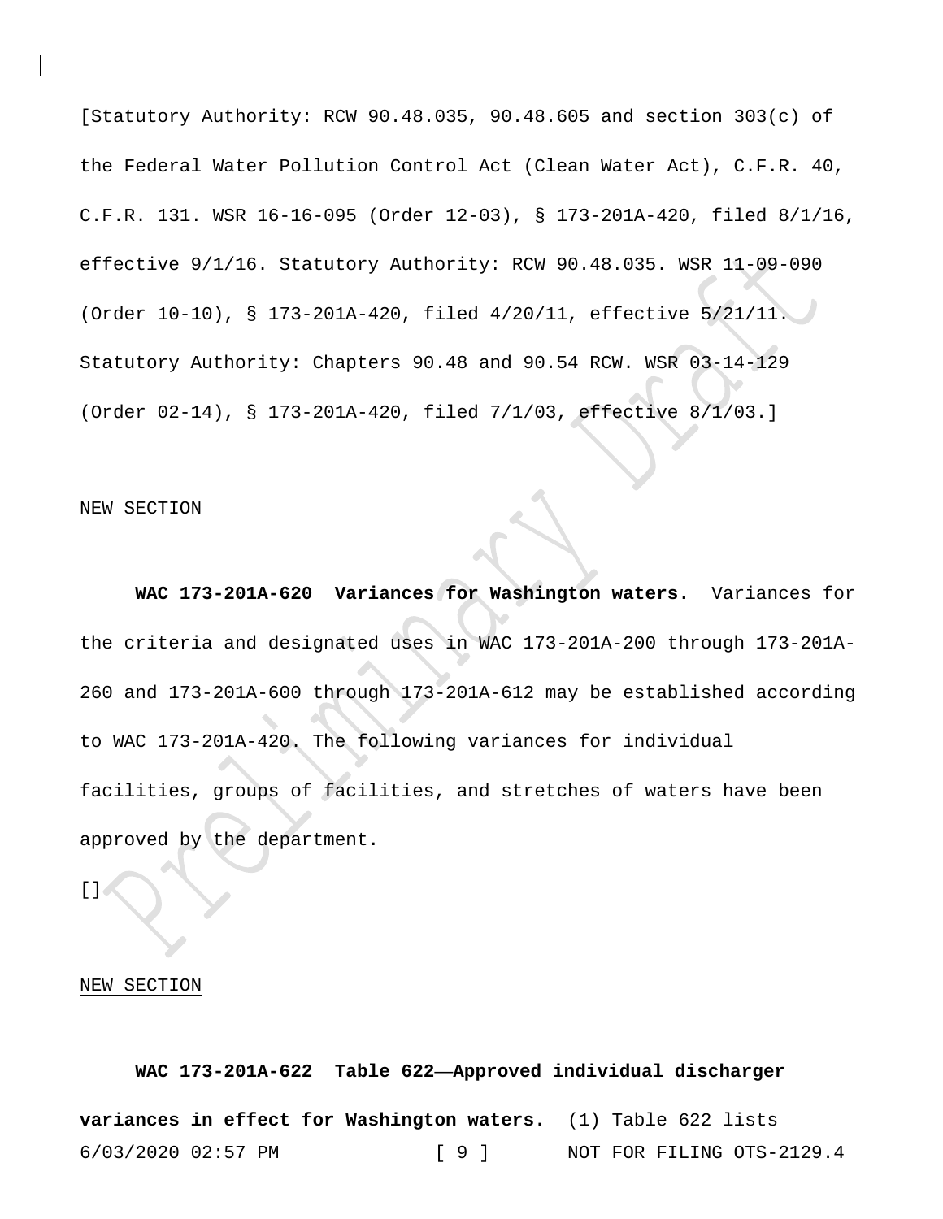[Statutory Authority: RCW 90.48.035, 90.48.605 and section 303(c) of the Federal Water Pollution Control Act (Clean Water Act), C.F.R. 40, C.F.R. 131. WSR 16-16-095 (Order 12-03), § 173-201A-420, filed 8/1/16, effective 9/1/16. Statutory Authority: RCW 90.48.035. WSR 11-09-090 (Order 10-10), § 173-201A-420, filed 4/20/11, effective 5/21/11. Statutory Authority: Chapters 90.48 and 90.54 RCW. WSR 03-14-129 (Order 02-14), § 173-201A-420, filed 7/1/03, effective 8/1/03.]

NEW SECTION

**WAC 173-201A-620 Variances for Washington waters.** Variances for the criteria and designated uses in WAC 173-201A-200 through 173-201A-260 and 173-201A-600 through 173-201A-612 may be established according to WAC 173-201A-420. The following variances for individual facilities, groups of facilities, and stretches of waters have been approved by the department.

[]

NEW SECTION

**WAC 173-201A-622 Table 622—Approved individual discharger variances in effect for Washington waters.** (1) Table 622 lists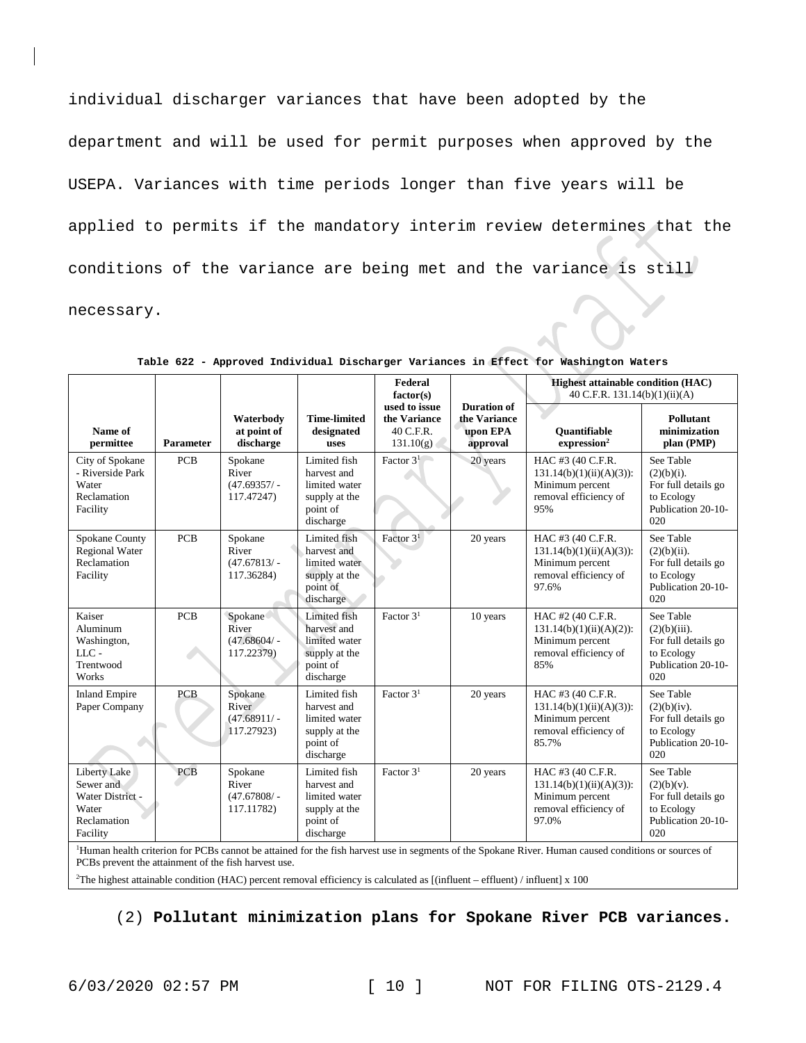individual discharger variances that have been adopted by the department and will be used for permit purposes when approved by the USEPA. Variances with time periods longer than five years will be applied to permits if the mandatory interim review determines that the conditions of the variance are being met and the variance is still necessary.

**Table 622 - Approved Individual Discharger Variances in Effect for Washington Waters**

| Name of permittee | Parameter | Waterbody at point of discharge | Time-limited designated uses | Federal factor(s) used to issue the Variance 40 C.F.R. 131.10(g) | Duration of the Variance upon EPA approval | Highest attainable condition (HAC) 40 C.F.R. 131.14(b)(1)(ii)(A) | |
|---|---|---|---|---|---|---|---|
| | | | | | | Quantifiable expression[2] | Pollutant minimization plan (PMP) |
| City of Spokane - Riverside Park Water Reclamation Facility | PCB | Spokane River (47.69357/ -117.47247) | Limited fish harvest and limited water supply at the point of discharge | Factor 3[1] | 20 years | HAC #3 (40 C.F.R. 131.14(b)(1)(ii)(A)(3)): Minimum percent removal efficiency of 95% | See Table (2)(b)(i). For full details go to Ecology Publication 20-10-020 |
| Spokane County Regional Water Reclamation Facility | PCB | Spokane River (47.67813/ -117.36284) | Limited fish harvest and limited water supply at the point of discharge | Factor 3[1] | 20 years | HAC #3 (40 C.F.R. 131.14(b)(1)(ii)(A)(3)): Minimum percent removal efficiency of 97.6% | See Table (2)(b)(ii). For full details go to Ecology Publication 20-10-020 |
| Kaiser Aluminum Washington, LLC - Trentwood Works | PCB | Spokane River (47.68604/ -117.22379) | Limited fish harvest and limited water supply at the point of discharge | Factor 3[1] | 10 years | HAC #2 (40 C.F.R. 131.14(b)(1)(ii)(A)(2)): Minimum percent removal efficiency of 85% | See Table (2)(b)(iii). For full details go to Ecology Publication 20-10-020 |
| Inland Empire Paper Company | PCB | Spokane River (47.68911/ -117.27923) | Limited fish harvest and limited water supply at the point of discharge | Factor 3[1] | 20 years | HAC #3 (40 C.F.R. 131.14(b)(1)(ii)(A)(3)): Minimum percent removal efficiency of 85.7% | See Table (2)(b)(iv). For full details go to Ecology Publication 20-10-020 |
| Liberty Lake Sewer and Water District - Water Reclamation Facility | PCB | Spokane River (47.67808/ -117.11782) | Limited fish harvest and limited water supply at the point of discharge | Factor 3[1] | 20 years | HAC #3 (40 C.F.R. 131.14(b)(1)(ii)(A)(3)): Minimum percent removal efficiency of 97.0% | See Table (2)(b)(v). For full details go to Ecology Publication 20-10-020 |

[1]Human health criterion for PCBs cannot be attained for the fish harvest use in segments of the Spokane River. Human caused conditions or sources of PCBs prevent the attainment of the fish harvest use.

[2]The highest attainable condition (HAC) percent removal efficiency is calculated as [(influent – effluent) / influent] x 100

(2) **Pollutant minimization plans for Spokane River PCB variances.**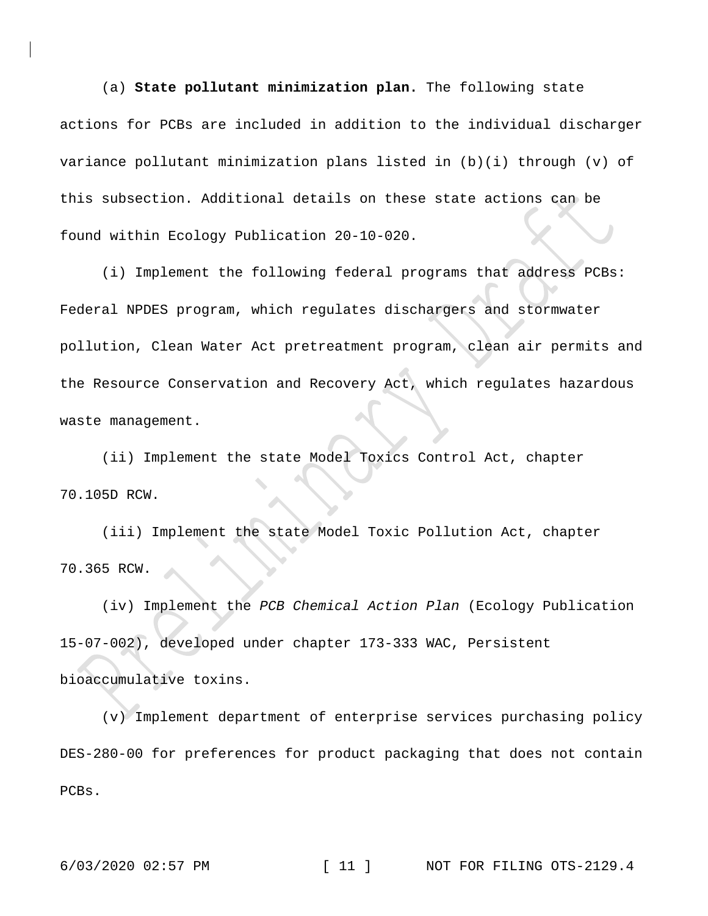(a) **State pollutant minimization plan.** The following state actions for PCBs are included in addition to the individual discharger variance pollutant minimization plans listed in (b)(i) through (v) of this subsection. Additional details on these state actions can be found within Ecology Publication 20-10-020.

(i) Implement the following federal programs that address PCBs: Federal NPDES program, which regulates dischargers and stormwater pollution, Clean Water Act pretreatment program, clean air permits and the Resource Conservation and Recovery Act, which regulates hazardous waste management.

(ii) Implement the state Model Toxics Control Act, chapter 70.105D RCW.

(iii) Implement the state Model Toxic Pollution Act, chapter 70.365 RCW.

(iv) Implement the *PCB Chemical Action Plan* (Ecology Publication 15-07-002), developed under chapter 173-333 WAC, Persistent bioaccumulative toxins.

(v) Implement department of enterprise services purchasing policy DES-280-00 for preferences for product packaging that does not contain PCBs.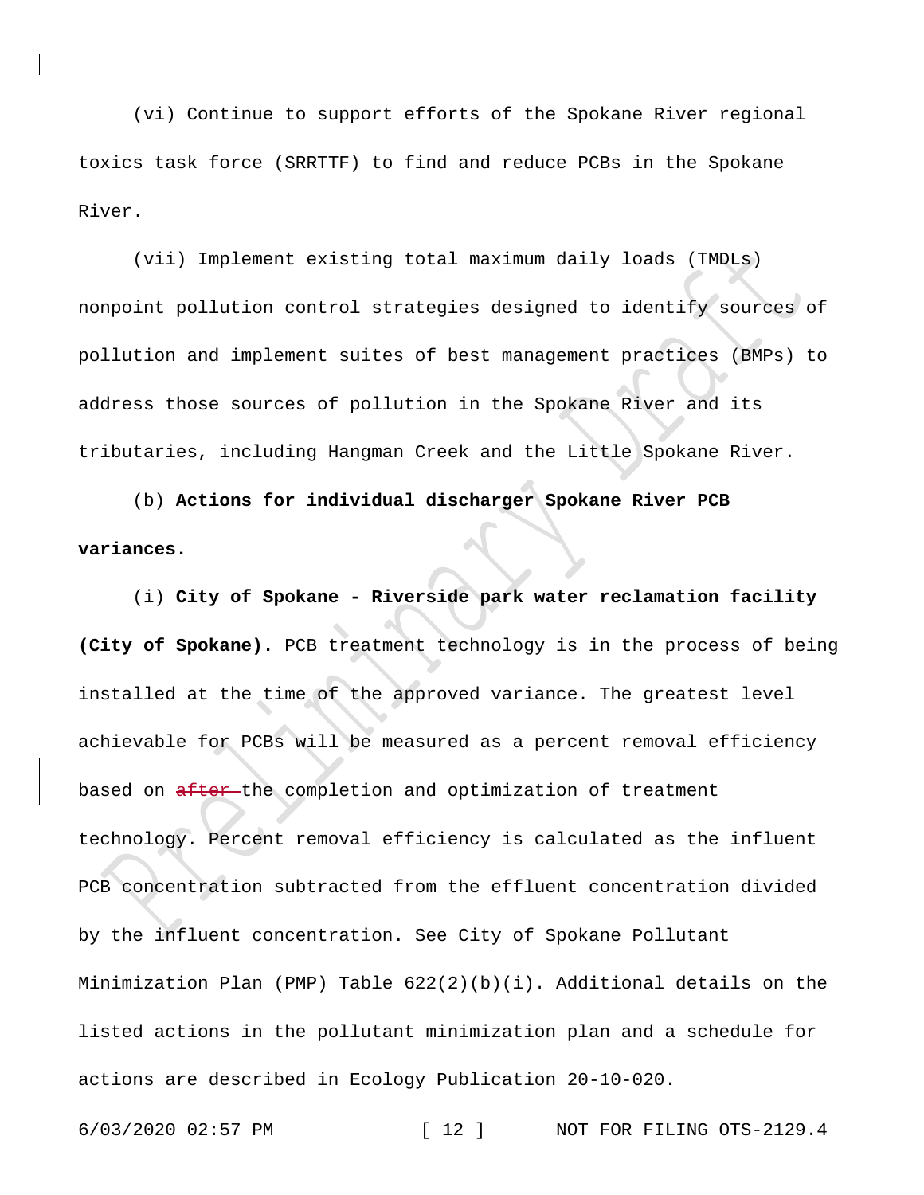(vi) Continue to support efforts of the Spokane River regional toxics task force (SRRTTF) to find and reduce PCBs in the Spokane River.

(vii) Implement existing total maximum daily loads (TMDLs) nonpoint pollution control strategies designed to identify sources of pollution and implement suites of best management practices (BMPs) to address those sources of pollution in the Spokane River and its tributaries, including Hangman Creek and the Little Spokane River.

(b) **Actions for individual discharger Spokane River PCB variances.**

(i) **City of Spokane - Riverside park water reclamation facility (City of Spokane).** PCB treatment technology is in the process of being installed at the time of the approved variance. The greatest level achievable for PCBs will be measured as a percent removal efficiency based on ~~after~~ the completion and optimization of treatment technology. Percent removal efficiency is calculated as the influent PCB concentration subtracted from the effluent concentration divided by the influent concentration. See City of Spokane Pollutant Minimization Plan (PMP) Table 622(2)(b)(i). Additional details on the listed actions in the pollutant minimization plan and a schedule for actions are described in Ecology Publication 20-10-020.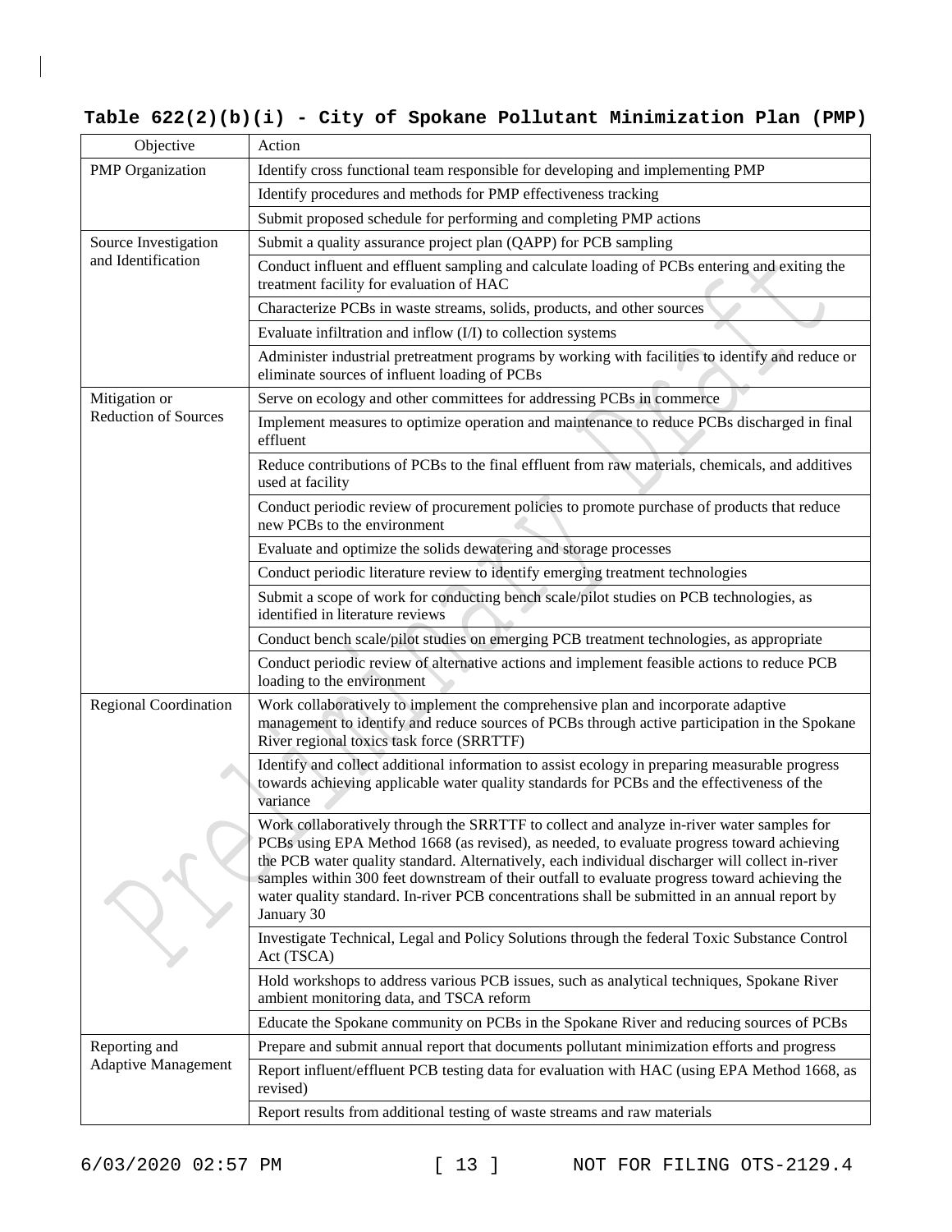**Table 622(2)(b)(i) - City of Spokane Pollutant Minimization Plan (PMP)**

| Objective | Action |
|---|---|
| PMP Organization | Identify cross functional team responsible for developing and implementing PMP |
| | Identify procedures and methods for PMP effectiveness tracking |
| | Submit proposed schedule for performing and completing PMP actions |
| Source Investigation and Identification | Submit a quality assurance project plan (QAPP) for PCB sampling |
| | Conduct influent and effluent sampling and calculate loading of PCBs entering and exiting the treatment facility for evaluation of HAC |
| | Characterize PCBs in waste streams, solids, products, and other sources |
| | Evaluate infiltration and inflow (I/I) to collection systems |
| | Administer industrial pretreatment programs by working with facilities to identify and reduce or eliminate sources of influent loading of PCBs |
| Mitigation or Reduction of Sources | Serve on ecology and other committees for addressing PCBs in commerce |
| | Implement measures to optimize operation and maintenance to reduce PCBs discharged in final effluent |
| | Reduce contributions of PCBs to the final effluent from raw materials, chemicals, and additives used at facility |
| | Conduct periodic review of procurement policies to promote purchase of products that reduce new PCBs to the environment |
| | Evaluate and optimize the solids dewatering and storage processes |
| | Conduct periodic literature review to identify emerging treatment technologies |
| | Submit a scope of work for conducting bench scale/pilot studies on PCB technologies, as identified in literature reviews |
| | Conduct bench scale/pilot studies on emerging PCB treatment technologies, as appropriate |
| | Conduct periodic review of alternative actions and implement feasible actions to reduce PCB loading to the environment |
| Regional Coordination | Work collaboratively to implement the comprehensive plan and incorporate adaptive management to identify and reduce sources of PCBs through active participation in the Spokane River regional toxics task force (SRRTTF) |
| | Identify and collect additional information to assist ecology in preparing measurable progress towards achieving applicable water quality standards for PCBs and the effectiveness of the variance |
| | Work collaboratively through the SRRTTF to collect and analyze in-river water samples for PCBs using EPA Method 1668 (as revised), as needed, to evaluate progress toward achieving the PCB water quality standard. Alternatively, each individual discharger will collect in-river samples within 300 feet downstream of their outfall to evaluate progress toward achieving the water quality standard. In-river PCB concentrations shall be submitted in an annual report by January 30 |
| | Investigate Technical, Legal and Policy Solutions through the federal Toxic Substance Control Act (TSCA) |
| | Hold workshops to address various PCB issues, such as analytical techniques, Spokane River ambient monitoring data, and TSCA reform |
| | Educate the Spokane community on PCBs in the Spokane River and reducing sources of PCBs |
| Reporting and Adaptive Management | Prepare and submit annual report that documents pollutant minimization efforts and progress |
| | Report influent/effluent PCB testing data for evaluation with HAC (using EPA Method 1668, as revised) |
| | Report results from additional testing of waste streams and raw materials |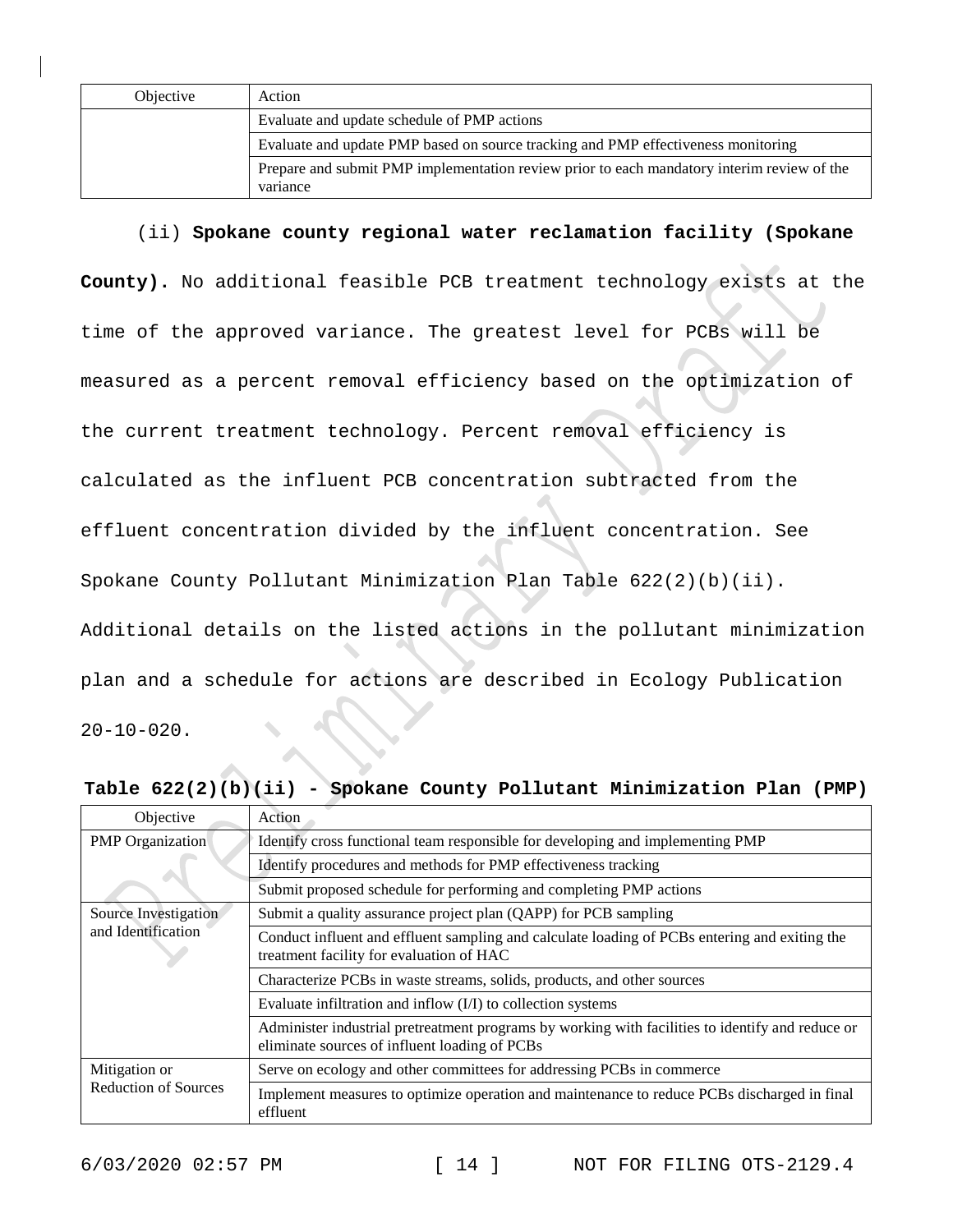| Objective | Action |
|---|---|
| | Evaluate and update schedule of PMP actions |
| | Evaluate and update PMP based on source tracking and PMP effectiveness monitoring |
| | Prepare and submit PMP implementation review prior to each mandatory interim review of the variance |

(ii) **Spokane county regional water reclamation facility (Spokane County).** No additional feasible PCB treatment technology exists at the time of the approved variance. The greatest level for PCBs will be measured as a percent removal efficiency based on the optimization of the current treatment technology. Percent removal efficiency is calculated as the influent PCB concentration subtracted from the effluent concentration divided by the influent concentration. See Spokane County Pollutant Minimization Plan Table 622(2)(b)(ii). Additional details on the listed actions in the pollutant minimization plan and a schedule for actions are described in Ecology Publication 20-10-020.

**Table 622(2)(b)(ii) - Spokane County Pollutant Minimization Plan (PMP)**

| Objective | Action |
|---|---|
| PMP Organization | Identify cross functional team responsible for developing and implementing PMP |
| | Identify procedures and methods for PMP effectiveness tracking |
| | Submit proposed schedule for performing and completing PMP actions |
| Source Investigation and Identification | Submit a quality assurance project plan (QAPP) for PCB sampling |
| | Conduct influent and effluent sampling and calculate loading of PCBs entering and exiting the treatment facility for evaluation of HAC |
| | Characterize PCBs in waste streams, solids, products, and other sources |
| | Evaluate infiltration and inflow (I/I) to collection systems |
| | Administer industrial pretreatment programs by working with facilities to identify and reduce or eliminate sources of influent loading of PCBs |
| Mitigation or Reduction of Sources | Serve on ecology and other committees for addressing PCBs in commerce |
| | Implement measures to optimize operation and maintenance to reduce PCBs discharged in final effluent |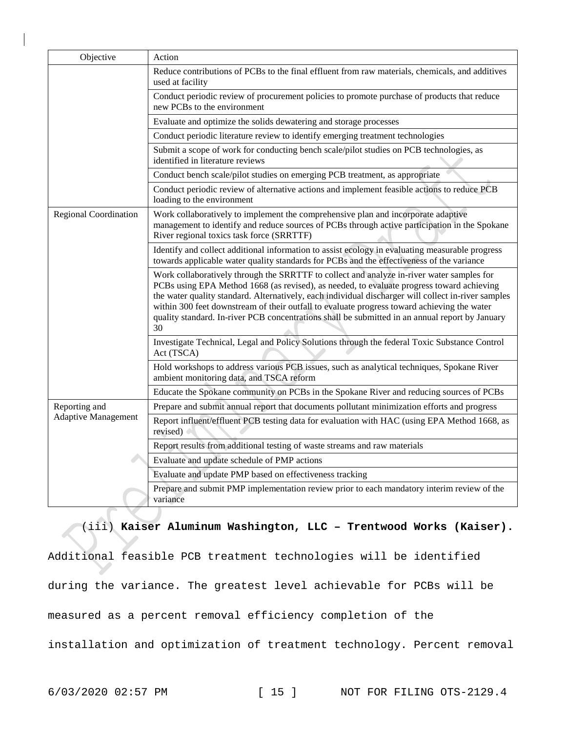| Objective | Action |
| --- | --- |
| | Reduce contributions of PCBs to the final effluent from raw materials, chemicals, and additives used at facility |
| | Conduct periodic review of procurement policies to promote purchase of products that reduce new PCBs to the environment |
| | Evaluate and optimize the solids dewatering and storage processes |
| | Conduct periodic literature review to identify emerging treatment technologies |
| | Submit a scope of work for conducting bench scale/pilot studies on PCB technologies, as identified in literature reviews |
| | Conduct bench scale/pilot studies on emerging PCB treatment, as appropriate |
| | Conduct periodic review of alternative actions and implement feasible actions to reduce PCB loading to the environment |
| Regional Coordination | Work collaboratively to implement the comprehensive plan and incorporate adaptive management to identify and reduce sources of PCBs through active participation in the Spokane River regional toxics task force (SRRTTF) |
| | Identify and collect additional information to assist ecology in evaluating measurable progress towards applicable water quality standards for PCBs and the effectiveness of the variance |
| | Work collaboratively through the SRRTTF to collect and analyze in-river water samples for PCBs using EPA Method 1668 (as revised), as needed, to evaluate progress toward achieving the water quality standard. Alternatively, each individual discharger will collect in-river samples within 300 feet downstream of their outfall to evaluate progress toward achieving the water quality standard. In-river PCB concentrations shall be submitted in an annual report by January 30 |
| | Investigate Technical, Legal and Policy Solutions through the federal Toxic Substance Control Act (TSCA) |
| | Hold workshops to address various PCB issues, such as analytical techniques, Spokane River ambient monitoring data, and TSCA reform |
| | Educate the Spokane community on PCBs in the Spokane River and reducing sources of PCBs |
| Reporting and Adaptive Management | Prepare and submit annual report that documents pollutant minimization efforts and progress |
| | Report influent/effluent PCB testing data for evaluation with HAC (using EPA Method 1668, as revised) |
| | Report results from additional testing of waste streams and raw materials |
| | Evaluate and update schedule of PMP actions |
| | Evaluate and update PMP based on effectiveness tracking |
| | Prepare and submit PMP implementation review prior to each mandatory interim review of the variance |

(iii) **Kaiser Aluminum Washington, LLC – Trentwood Works (Kaiser).** Additional feasible PCB treatment technologies will be identified during the variance. The greatest level achievable for PCBs will be measured as a percent removal efficiency completion of the installation and optimization of treatment technology. Percent removal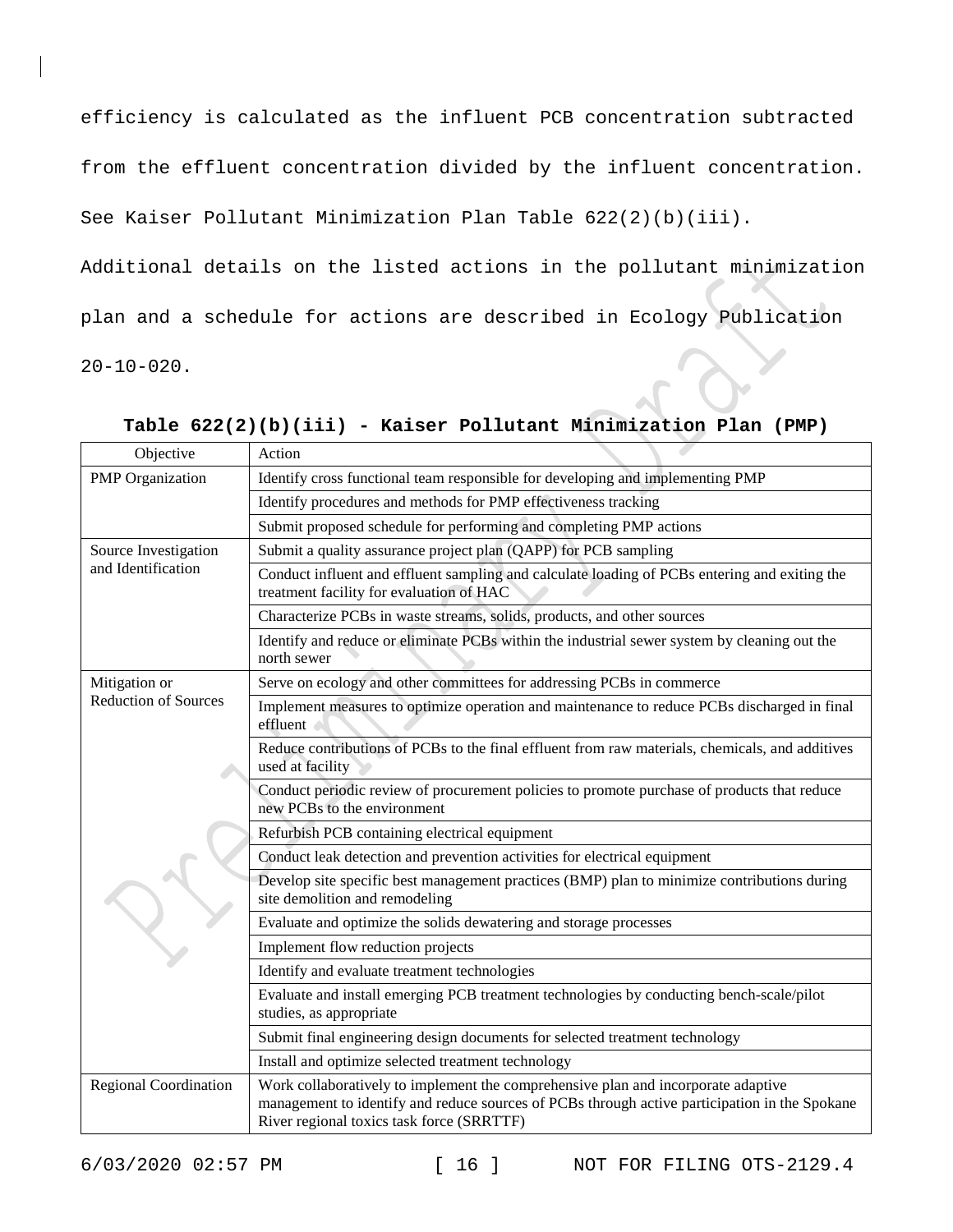efficiency is calculated as the influent PCB concentration subtracted from the effluent concentration divided by the influent concentration. See Kaiser Pollutant Minimization Plan Table 622(2)(b)(iii). Additional details on the listed actions in the pollutant minimization plan and a schedule for actions are described in Ecology Publication 20-10-020.

**Table 622(2)(b)(iii) - Kaiser Pollutant Minimization Plan (PMP)**

| Objective | Action |
|---|---|
| PMP Organization | Identify cross functional team responsible for developing and implementing PMP |
| | Identify procedures and methods for PMP effectiveness tracking |
| | Submit proposed schedule for performing and completing PMP actions |
| Source Investigation and Identification | Submit a quality assurance project plan (QAPP) for PCB sampling |
| | Conduct influent and effluent sampling and calculate loading of PCBs entering and exiting the treatment facility for evaluation of HAC |
| | Characterize PCBs in waste streams, solids, products, and other sources |
| | Identify and reduce or eliminate PCBs within the industrial sewer system by cleaning out the north sewer |
| Mitigation or Reduction of Sources | Serve on ecology and other committees for addressing PCBs in commerce |
| | Implement measures to optimize operation and maintenance to reduce PCBs discharged in final effluent |
| | Reduce contributions of PCBs to the final effluent from raw materials, chemicals, and additives used at facility |
| | Conduct periodic review of procurement policies to promote purchase of products that reduce new PCBs to the environment |
| | Refurbish PCB containing electrical equipment |
| | Conduct leak detection and prevention activities for electrical equipment |
| | Develop site specific best management practices (BMP) plan to minimize contributions during site demolition and remodeling |
| | Evaluate and optimize the solids dewatering and storage processes |
| | Implement flow reduction projects |
| | Identify and evaluate treatment technologies |
| | Evaluate and install emerging PCB treatment technologies by conducting bench-scale/pilot studies, as appropriate |
| | Submit final engineering design documents for selected treatment technology |
| | Install and optimize selected treatment technology |
| Regional Coordination | Work collaboratively to implement the comprehensive plan and incorporate adaptive management to identify and reduce sources of PCBs through active participation in the Spokane River regional toxics task force (SRRTTF) |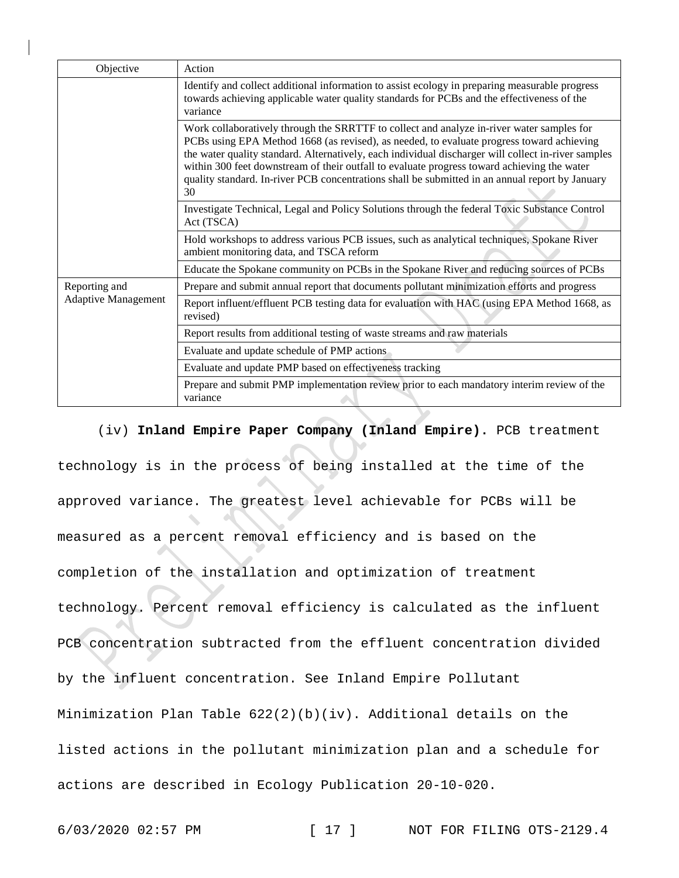| Objective | Action |
| --- | --- |
| | Identify and collect additional information to assist ecology in preparing measurable progress towards achieving applicable water quality standards for PCBs and the effectiveness of the variance |
| | Work collaboratively through the SRRTTF to collect and analyze in-river water samples for PCBs using EPA Method 1668 (as revised), as needed, to evaluate progress toward achieving the water quality standard. Alternatively, each individual discharger will collect in-river samples within 300 feet downstream of their outfall to evaluate progress toward achieving the water quality standard. In-river PCB concentrations shall be submitted in an annual report by January 30 |
| | Investigate Technical, Legal and Policy Solutions through the federal Toxic Substance Control Act (TSCA) |
| | Hold workshops to address various PCB issues, such as analytical techniques, Spokane River ambient monitoring data, and TSCA reform |
| | Educate the Spokane community on PCBs in the Spokane River and reducing sources of PCBs |
| Reporting and Adaptive Management | Prepare and submit annual report that documents pollutant minimization efforts and progress |
| | Report influent/effluent PCB testing data for evaluation with HAC (using EPA Method 1668, as revised) |
| | Report results from additional testing of waste streams and raw materials |
| | Evaluate and update schedule of PMP actions |
| | Evaluate and update PMP based on effectiveness tracking |
| | Prepare and submit PMP implementation review prior to each mandatory interim review of the variance |

(iv) **Inland Empire Paper Company (Inland Empire).** PCB treatment technology is in the process of being installed at the time of the approved variance. The greatest level achievable for PCBs will be measured as a percent removal efficiency and is based on the completion of the installation and optimization of treatment technology. Percent removal efficiency is calculated as the influent PCB concentration subtracted from the effluent concentration divided by the influent concentration. See Inland Empire Pollutant Minimization Plan Table 622(2)(b)(iv). Additional details on the listed actions in the pollutant minimization plan and a schedule for actions are described in Ecology Publication 20-10-020.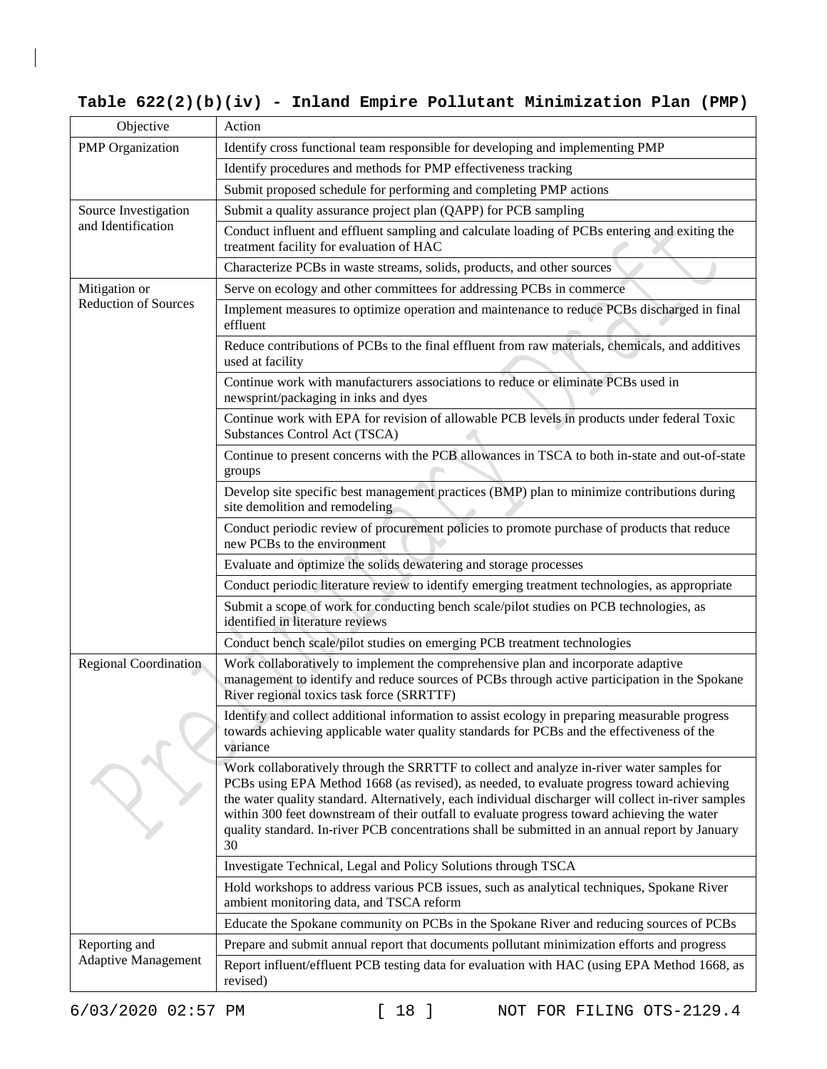**Table 622(2)(b)(iv) - Inland Empire Pollutant Minimization Plan (PMP)**

| Objective | Action |
| --- | --- |
| PMP Organization | Identify cross functional team responsible for developing and implementing PMP |
| | Identify procedures and methods for PMP effectiveness tracking |
| | Submit proposed schedule for performing and completing PMP actions |
| Source Investigation and Identification | Submit a quality assurance project plan (QAPP) for PCB sampling |
| | Conduct influent and effluent sampling and calculate loading of PCBs entering and exiting the treatment facility for evaluation of HAC |
| | Characterize PCBs in waste streams, solids, products, and other sources |
| Mitigation or Reduction of Sources | Serve on ecology and other committees for addressing PCBs in commerce |
| | Implement measures to optimize operation and maintenance to reduce PCBs discharged in final effluent |
| | Reduce contributions of PCBs to the final effluent from raw materials, chemicals, and additives used at facility |
| | Continue work with manufacturers associations to reduce or eliminate PCBs used in newsprint/packaging in inks and dyes |
| | Continue work with EPA for revision of allowable PCB levels in products under federal Toxic Substances Control Act (TSCA) |
| | Continue to present concerns with the PCB allowances in TSCA to both in-state and out-of-state groups |
| | Develop site specific best management practices (BMP) plan to minimize contributions during site demolition and remodeling |
| | Conduct periodic review of procurement policies to promote purchase of products that reduce new PCBs to the environment |
| | Evaluate and optimize the solids dewatering and storage processes |
| | Conduct periodic literature review to identify emerging treatment technologies, as appropriate |
| | Submit a scope of work for conducting bench scale/pilot studies on PCB technologies, as identified in literature reviews |
| | Conduct bench scale/pilot studies on emerging PCB treatment technologies |
| Regional Coordination | Work collaboratively to implement the comprehensive plan and incorporate adaptive management to identify and reduce sources of PCBs through active participation in the Spokane River regional toxics task force (SRRTTF) |
| | Identify and collect additional information to assist ecology in preparing measurable progress towards achieving applicable water quality standards for PCBs and the effectiveness of the variance |
| | Work collaboratively through the SRRTTF to collect and analyze in-river water samples for PCBs using EPA Method 1668 (as revised), as needed, to evaluate progress toward achieving the water quality standard. Alternatively, each individual discharger will collect in-river samples within 300 feet downstream of their outfall to evaluate progress toward achieving the water quality standard. In-river PCB concentrations shall be submitted in an annual report by January 30 |
| | Investigate Technical, Legal and Policy Solutions through TSCA |
| | Hold workshops to address various PCB issues, such as analytical techniques, Spokane River ambient monitoring data, and TSCA reform |
| | Educate the Spokane community on PCBs in the Spokane River and reducing sources of PCBs |
| Reporting and Adaptive Management | Prepare and submit annual report that documents pollutant minimization efforts and progress |
| | Report influent/effluent PCB testing data for evaluation with HAC (using EPA Method 1668, as revised) |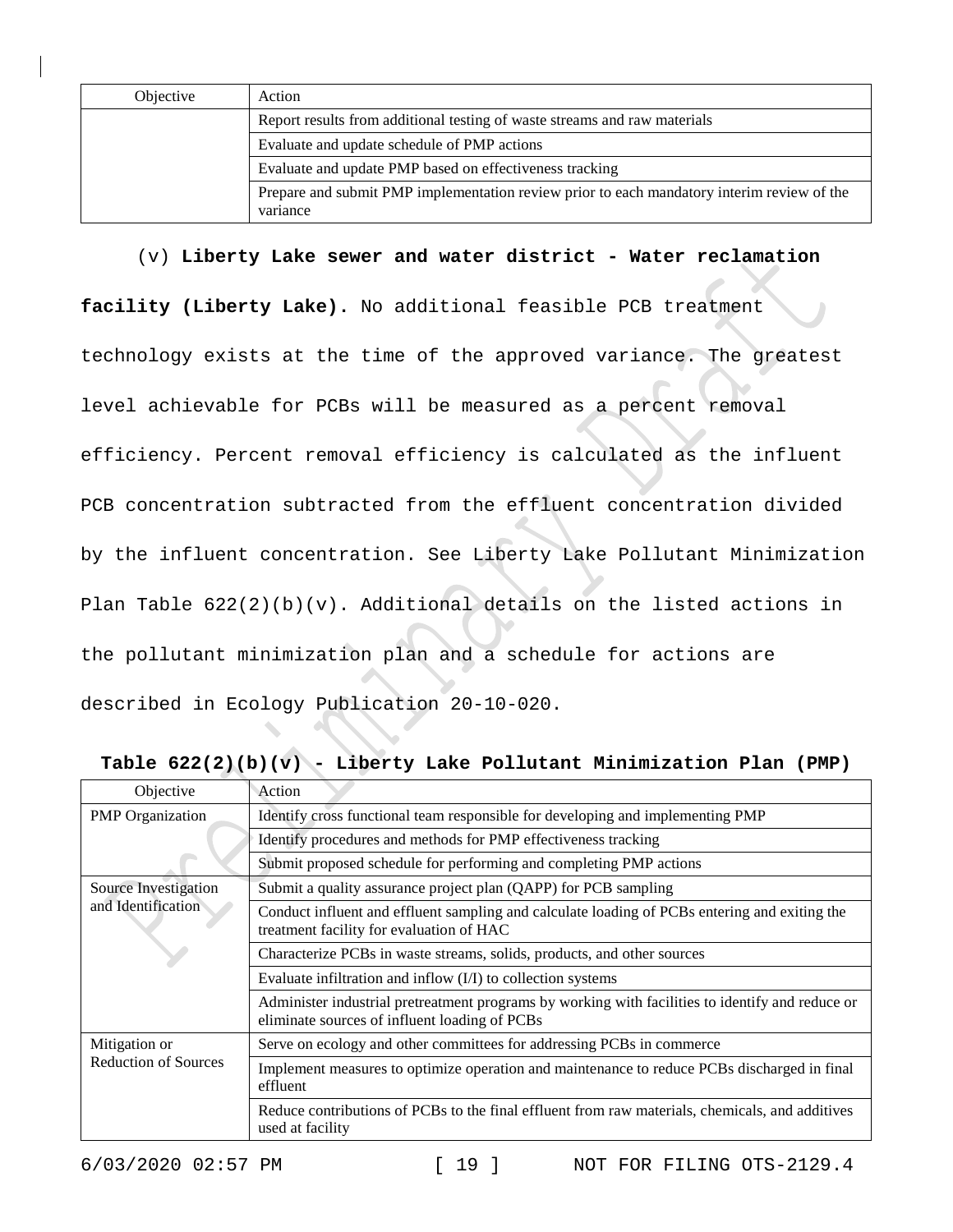| Objective | Action |
| --- | --- |
| | Report results from additional testing of waste streams and raw materials |
| | Evaluate and update schedule of PMP actions |
| | Evaluate and update PMP based on effectiveness tracking |
| | Prepare and submit PMP implementation review prior to each mandatory interim review of the variance |

(v) **Liberty Lake sewer and water district - Water reclamation facility (Liberty Lake).** No additional feasible PCB treatment technology exists at the time of the approved variance. The greatest level achievable for PCBs will be measured as a percent removal efficiency. Percent removal efficiency is calculated as the influent PCB concentration subtracted from the effluent concentration divided by the influent concentration. See Liberty Lake Pollutant Minimization Plan Table 622(2)(b)(v). Additional details on the listed actions in the pollutant minimization plan and a schedule for actions are described in Ecology Publication 20-10-020.

**Table 622(2)(b)(v) - Liberty Lake Pollutant Minimization Plan (PMP)**

| Objective | Action |
| --- | --- |
| PMP Organization | Identify cross functional team responsible for developing and implementing PMP |
| | Identify procedures and methods for PMP effectiveness tracking |
| | Submit proposed schedule for performing and completing PMP actions |
| Source Investigation and Identification | Submit a quality assurance project plan (QAPP) for PCB sampling |
| | Conduct influent and effluent sampling and calculate loading of PCBs entering and exiting the treatment facility for evaluation of HAC |
| | Characterize PCBs in waste streams, solids, products, and other sources |
| | Evaluate infiltration and inflow (I/I) to collection systems |
| | Administer industrial pretreatment programs by working with facilities to identify and reduce or eliminate sources of influent loading of PCBs |
| Mitigation or Reduction of Sources | Serve on ecology and other committees for addressing PCBs in commerce |
| | Implement measures to optimize operation and maintenance to reduce PCBs discharged in final effluent |
| | Reduce contributions of PCBs to the final effluent from raw materials, chemicals, and additives used at facility |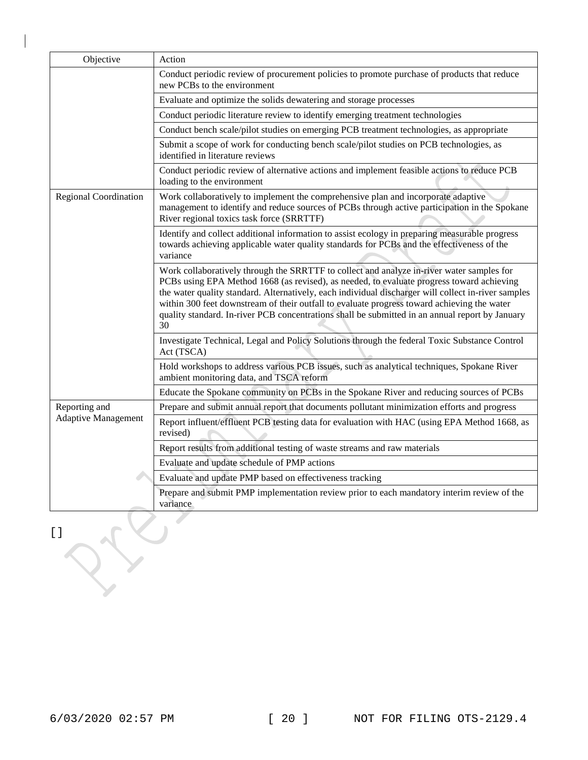| Objective | Action |
|---|---|
| | Conduct periodic review of procurement policies to promote purchase of products that reduce new PCBs to the environment |
| | Evaluate and optimize the solids dewatering and storage processes |
| | Conduct periodic literature review to identify emerging treatment technologies |
| | Conduct bench scale/pilot studies on emerging PCB treatment technologies, as appropriate |
| | Submit a scope of work for conducting bench scale/pilot studies on PCB technologies, as identified in literature reviews |
| | Conduct periodic review of alternative actions and implement feasible actions to reduce PCB loading to the environment |
| Regional Coordination | Work collaboratively to implement the comprehensive plan and incorporate adaptive management to identify and reduce sources of PCBs through active participation in the Spokane River regional toxics task force (SRRTTF) |
| | Identify and collect additional information to assist ecology in preparing measurable progress towards achieving applicable water quality standards for PCBs and the effectiveness of the variance |
| | Work collaboratively through the SRRTTF to collect and analyze in-river water samples for PCBs using EPA Method 1668 (as revised), as needed, to evaluate progress toward achieving the water quality standard. Alternatively, each individual discharger will collect in-river samples within 300 feet downstream of their outfall to evaluate progress toward achieving the water quality standard. In-river PCB concentrations shall be submitted in an annual report by January 30 |
| | Investigate Technical, Legal and Policy Solutions through the federal Toxic Substance Control Act (TSCA) |
| | Hold workshops to address various PCB issues, such as analytical techniques, Spokane River ambient monitoring data, and TSCA reform |
| | Educate the Spokane community on PCBs in the Spokane River and reducing sources of PCBs |
| Reporting and Adaptive Management | Prepare and submit annual report that documents pollutant minimization efforts and progress |
| | Report influent/effluent PCB testing data for evaluation with HAC (using EPA Method 1668, as revised) |
| | Report results from additional testing of waste streams and raw materials |
| | Evaluate and update schedule of PMP actions |
| | Evaluate and update PMP based on effectiveness tracking |
| | Prepare and submit PMP implementation review prior to each mandatory interim review of the variance |

[]